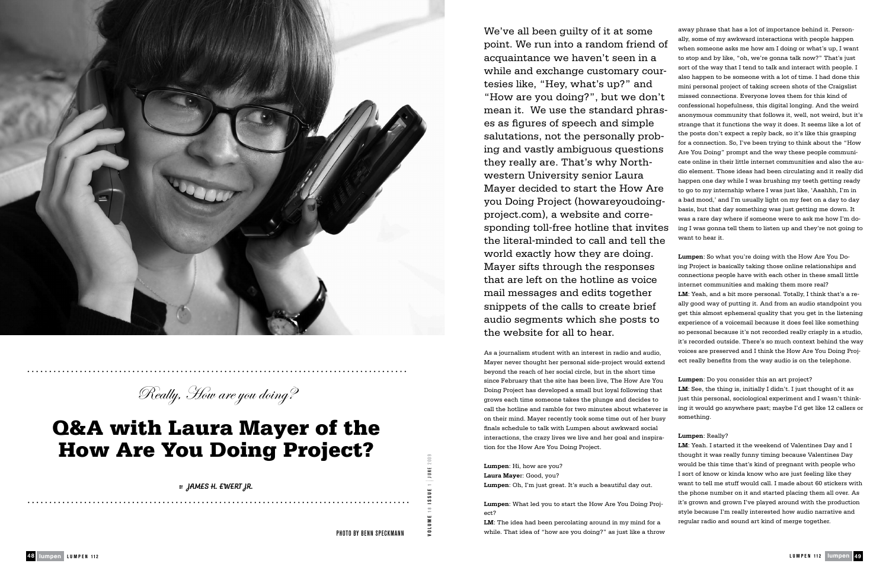*Really, How are you doing?*

# Q&A with Laura Mayer of the How Are You Doing Project?

BY JAMES H. EWERT JR.

PHOTO BY BENN SPECKMANN

We've all been guilty of it at some point. We run into a random friend of acquaintance we haven't seen in a while and exchange customary courtesies like, "Hey, what's up?" and "How are you doing?", but we don't mean it. We use the standard phrases as figures of speech and simple salutations, not the personally probing and vastly ambiguous questions they really are. That's why Northwestern University senior Laura Mayer decided to start the How Are you Doing Project (howareyoudoingproject.com), a website and corresponding toll-free hotline that invites the literal-minded to call and tell the world exactly how they are doing. Mayer sifts through the responses that are left on the hotline as voice mail messages and edits together snippets of the calls to create brief audio segments which she posts to the website for all to hear.

As a journalism student with an interest in radio and audio, Mayer never thought her personal side-project would extend beyond the reach of her social circle, but in the short time since February that the site has been live, The How Are You Doing Project has developed a small but loyal following that grows each time someone takes the plunge and decides to call the hotline and ramble for two minutes about whatever is on their mind. Mayer recently took some time out of her busy finals schedule to talk with Lumpen about awkward social interactions, the crazy lives we live and her goal and inspiration for the How Are You Doing Project.

**Lumpen**: Hi, how are you?
**Laura Mayer**: Good, you?
**Lumpen**: Oh, I'm just great. It's such a beautiful day out.

**Lumpen**: What led you to start the How Are You Doing Project?
**LM**: The idea had been percolating around in my mind for a while. That idea of "how are you doing?" as just like a throw away phrase that has a lot of importance behind it. Personally, some of my awkward interactions with people happen when someone asks me how am I doing or what's up, I want to stop and by like, "oh, we're gonna talk now?" That's just sort of the way that I tend to talk and interact with people. I also happen to be someone with a lot of time. I had done this mini personal project of taking screen shots of the Craigslist missed connections. Everyone loves them for this kind of confessional hopefulness, this digital longing. And the weird anonymous community that follows it, well, not weird, but it's strange that it functions the way it does. It seems like a lot of the posts don't expect a reply back, so it's like this grasping for a connection. So, I've been trying to think about the "How Are You Doing" prompt and the way these people communicate online in their little internet communities and also the audio element. Those ideas had been circulating and it really did happen one day while I was brushing my teeth getting ready to go to my internship where I was just like, 'Aaahhh, I'm in a bad mood,' and I'm usually light on my feet on a day to day basis, but that day something was just getting me down. It was a rare day where if someone were to ask me how I'm doing I was gonna tell them to listen up and they're not going to want to hear it.

**Lumpen**: So what you're doing with the How Are You Doing Project is basically taking those online relationships and connections people have with each other in these small little internet communities and making them more real?
**LM**: Yeah, and a bit more personal. Totally, I think that's a really good way of putting it. And from an audio standpoint you get this almost ephemeral quality that you get in the listening experience of a voicemail because it does feel like something so personal because it's not recorded really crisply in a studio, it's recorded outside. There's so much context behind the way voices are preserved and I think the How Are You Doing Project really benefits from the way audio is on the telephone.

**Lumpen**: Do you consider this an art project?
**LM**: See, the thing is, initially I didn't. I just thought of it as just this personal, sociological experiment and I wasn't thinking it would go anywhere past; maybe I'd get like 12 callers or something.

**Lumpen**: Really?
**LM**: Yeah. I started it the weekend of Valentines Day and I thought it was really funny timing because Valentines Day would be this time that's kind of pregnant with people who I sort of know or kinda know who are just feeling like they want to tell me stuff would call. I made about 60 stickers with the phone number on it and started placing them all over. As it's grown and grown I've played around with the production style because I'm really interested how audio narrative and regular radio and sound art kind of merge together.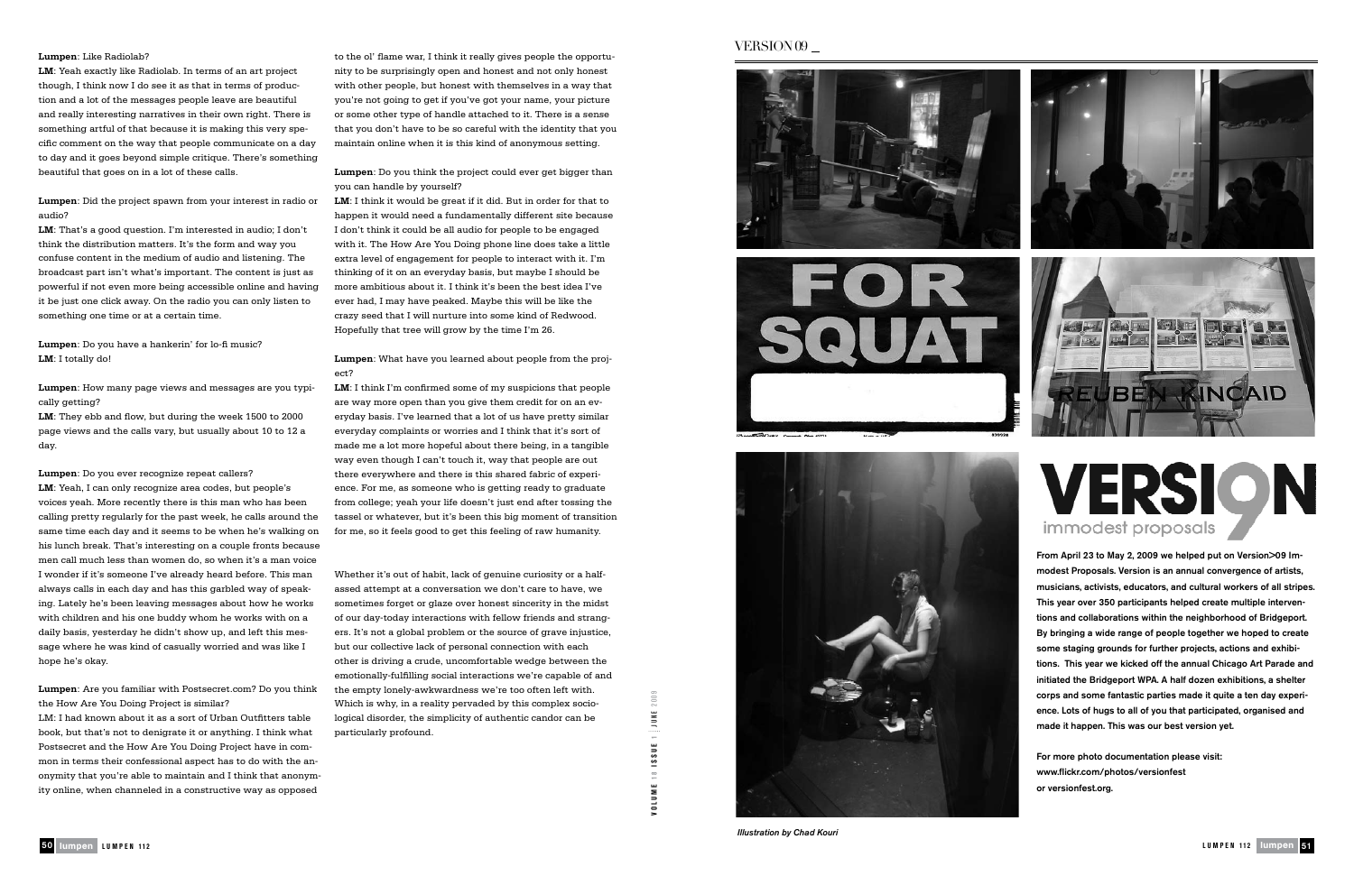**Lumpen**: Like Radiolab?

**LM**: Yeah exactly like Radiolab. In terms of an art project though, I think now I do see it as that in terms of production and a lot of the messages people leave are beautiful and really interesting narratives in their own right. There is something artful of that because it is making this very specific comment on the way that people communicate on a day to day and it goes beyond simple critique. There's something beautiful that goes on in a lot of these calls.

**Lumpen**: Did the project spawn from your interest in radio or audio?

**LM**: That's a good question. I'm interested in audio; I don't think the distribution matters. It's the form and way you confuse content in the medium of audio and listening. The broadcast part isn't what's important. The content is just as powerful if not even more being accessible online and having it be just one click away. On the radio you can only listen to something one time or at a certain time.

**Lumpen**: Do you have a hankerin' for lo-fi music?

**LM**: I totally do!

**Lumpen**: How many page views and messages are you typically getting?

**LM**: They ebb and flow, but during the week 1500 to 2000 page views and the calls vary, but usually about 10 to 12 a day.

**Lumpen**: Do you ever recognize repeat callers?

**LM**: Yeah, I can only recognize area codes, but people's voices yeah. More recently there is this man who has been calling pretty regularly for the past week, he calls around the same time each day and it seems to be when he's walking on his lunch break. That's interesting on a couple fronts because men call much less than women do, so when it's a man voice I wonder if it's someone I've already heard before. This man always calls in each day and has this garbled way of speaking. Lately he's been leaving messages about how he works with children and his one buddy whom he works with on a daily basis, yesterday he didn't show up, and left this message where he was kind of casually worried and was like I hope he's okay.

**Lumpen**: Are you familiar with Postsecret.com? Do you think the How Are You Doing Project is similar?

LM: I had known about it as a sort of Urban Outfitters table book, but that's not to denigrate it or anything. I think what Postsecret and the How Are You Doing Project have in common in terms their confessional aspect has to do with the anonymity that you're able to maintain and I think that anonymity online, when channeled in a constructive way as opposed to the ol' flame war, I think it really gives people the opportunity to be surprisingly open and honest and not only honest with other people, but honest with themselves in a way that you're not going to get if you've got your name, your picture or some other type of handle attached to it. There is a sense that you don't have to be so careful with the identity that you maintain online when it is this kind of anonymous setting.

**Lumpen**: Do you think the project could ever get bigger than you can handle by yourself?

**LM**: I think it would be great if it did. But in order for that to happen it would need a fundamentally different site because I don't think it could be all audio for people to be engaged with it. The How Are You Doing phone line does take a little extra level of engagement for people to interact with it. I'm thinking of it on an everyday basis, but maybe I should be more ambitious about it. I think it's been the best idea I've ever had, I may have peaked. Maybe this will be like the crazy seed that I will nurture into some kind of Redwood. Hopefully that tree will grow by the time I'm 26.

**Lumpen**: What have you learned about people from the project?

**LM**: I think I'm confirmed some of my suspicions that people are way more open than you give them credit for on an everyday basis. I've learned that a lot of us have pretty similar everyday complaints or worries and I think that it's sort of made me a lot more hopeful about there being, in a tangible way even though I can't touch it, way that people are out there everywhere and there is this shared fabric of experience. For me, as someone who is getting ready to graduate from college; yeah your life doesn't just end after tossing the tassel or whatever, but it's been this big moment of transition for me, so it feels good to get this feeling of raw humanity.

Whether it's out of habit, lack of genuine curiosity or a half-assed attempt at a conversation we don't care to have, we sometimes forget or glaze over honest sincerity in the midst of our day-today interactions with fellow friends and strangers. It's not a global problem or the source of grave injustice, but our collective lack of personal connection with each other is driving a crude, uncomfortable wedge between the emotionally-fulfilling social interactions we're capable of and the empty lonely-awkwardness we're too often left with. Which is why, in a reality pervaded by this complex sociological disorder, the simplicity of authentic candor can be particularly profound.

## VERSION 09

FOR SQUAT

REUBEN KINCAID

# VERSI9N

immodest proposals

**From April 23 to May 2, 2009 we helped put on Version>09 Immodest Proposals. Version is an annual convergence of artists, musicians, activists, educators, and cultural workers of all stripes. This year over 350 participants helped create multiple interventions and collaborations within the neighborhood of Bridgeport. By bringing a wide range of people together we hoped to create some staging grounds for further projects, actions and exhibitions. This year we kicked off the annual Chicago Art Parade and initiated the Bridgeport WPA. A half dozen exhibitions, a shelter corps and some fantastic parties made it quite a ten day experience. Lots of hugs to all of you that participated, organised and made it happen. This was our best version yet.**

**For more photo documentation please visit: www.flickr.com/photos/versionfest or versionfest.org.**

*Illustration by Chad Kouri*